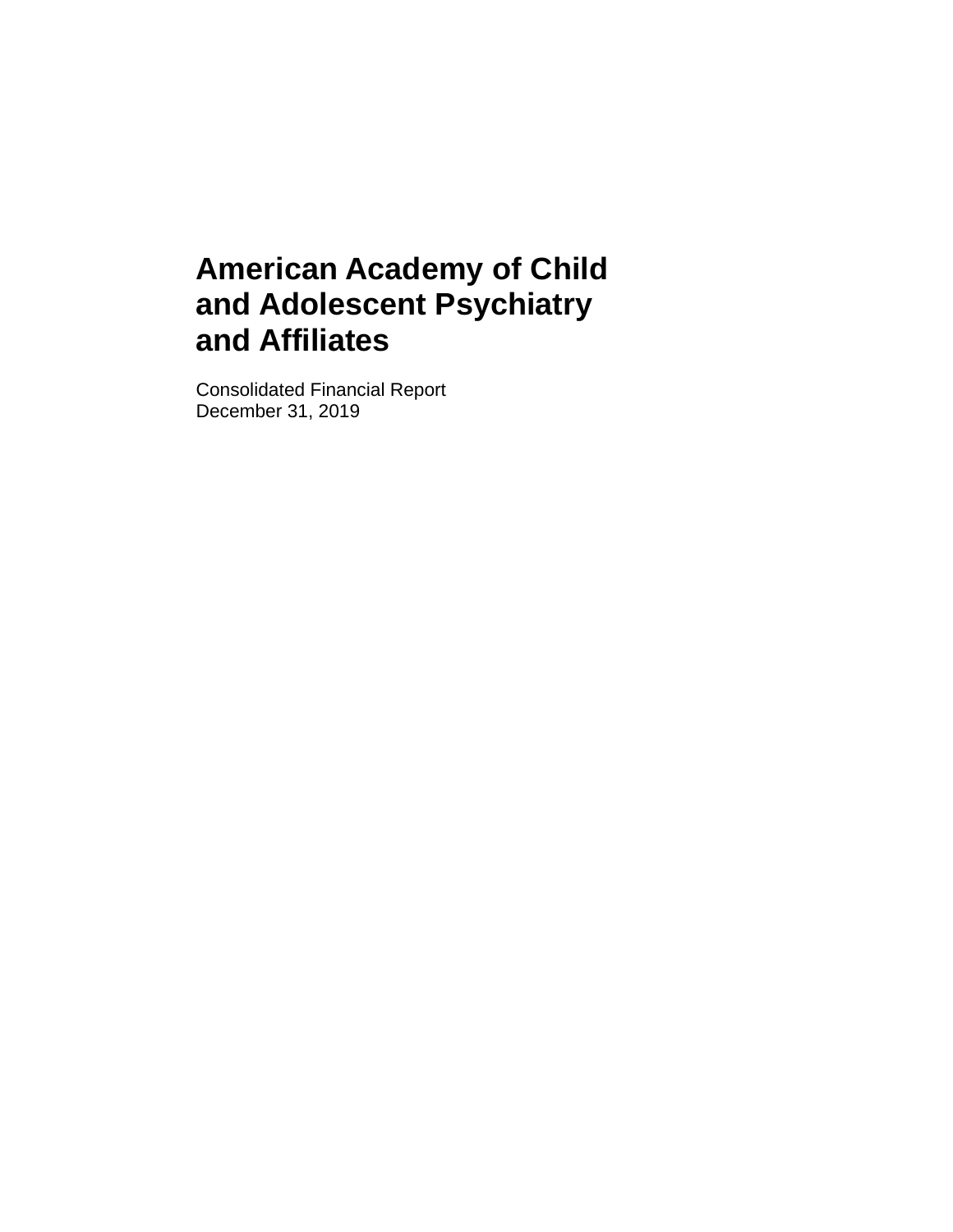# American Academy of Child and Adolescent Psychiatry and Affiliates

Consolidated Financial Report
December 31, 2019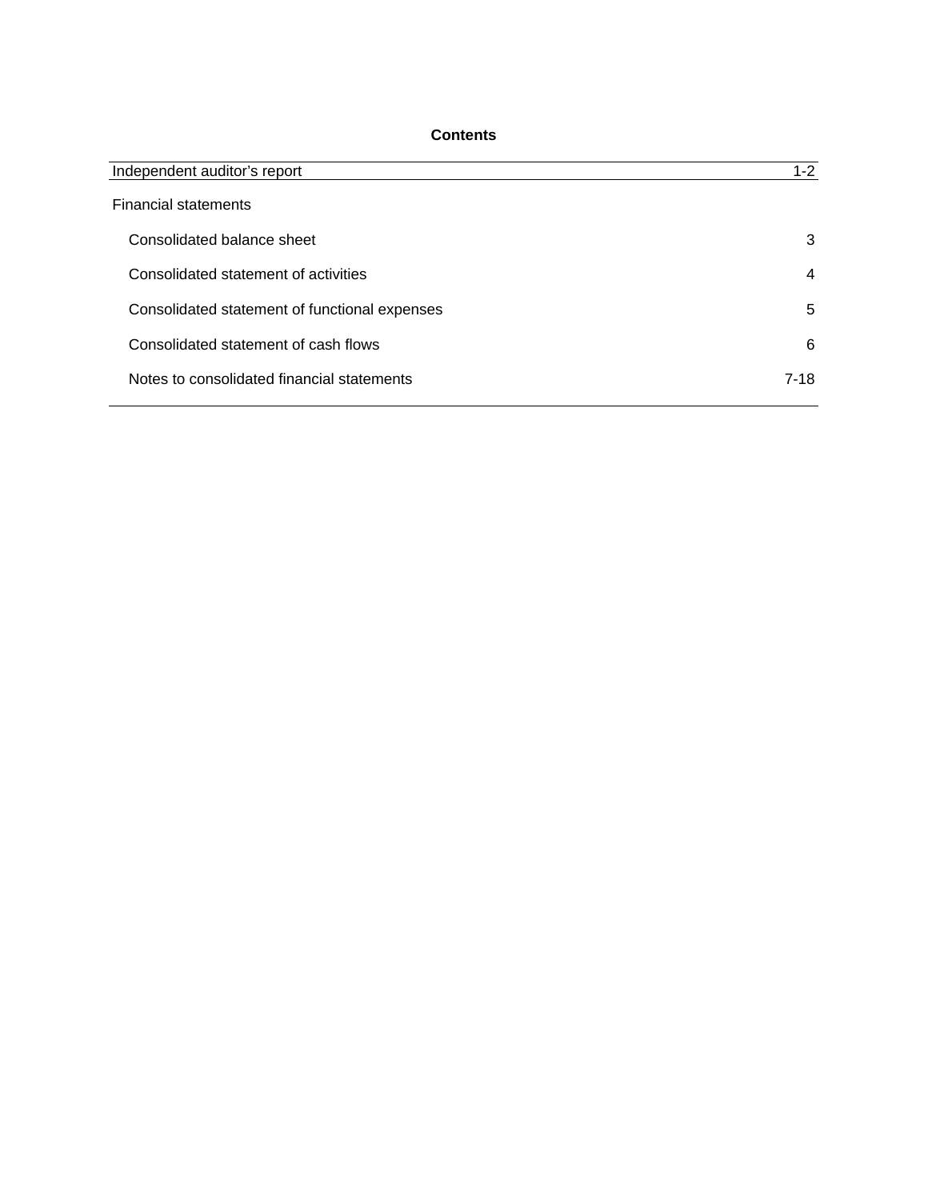# Contents

| | |
|---|---|
| Independent auditor’s report | 1-2 |
| Financial statements | |
| Consolidated balance sheet | 3 |
| Consolidated statement of activities | 4 |
| Consolidated statement of functional expenses | 5 |
| Consolidated statement of cash flows | 6 |
| Notes to consolidated financial statements | 7-18 |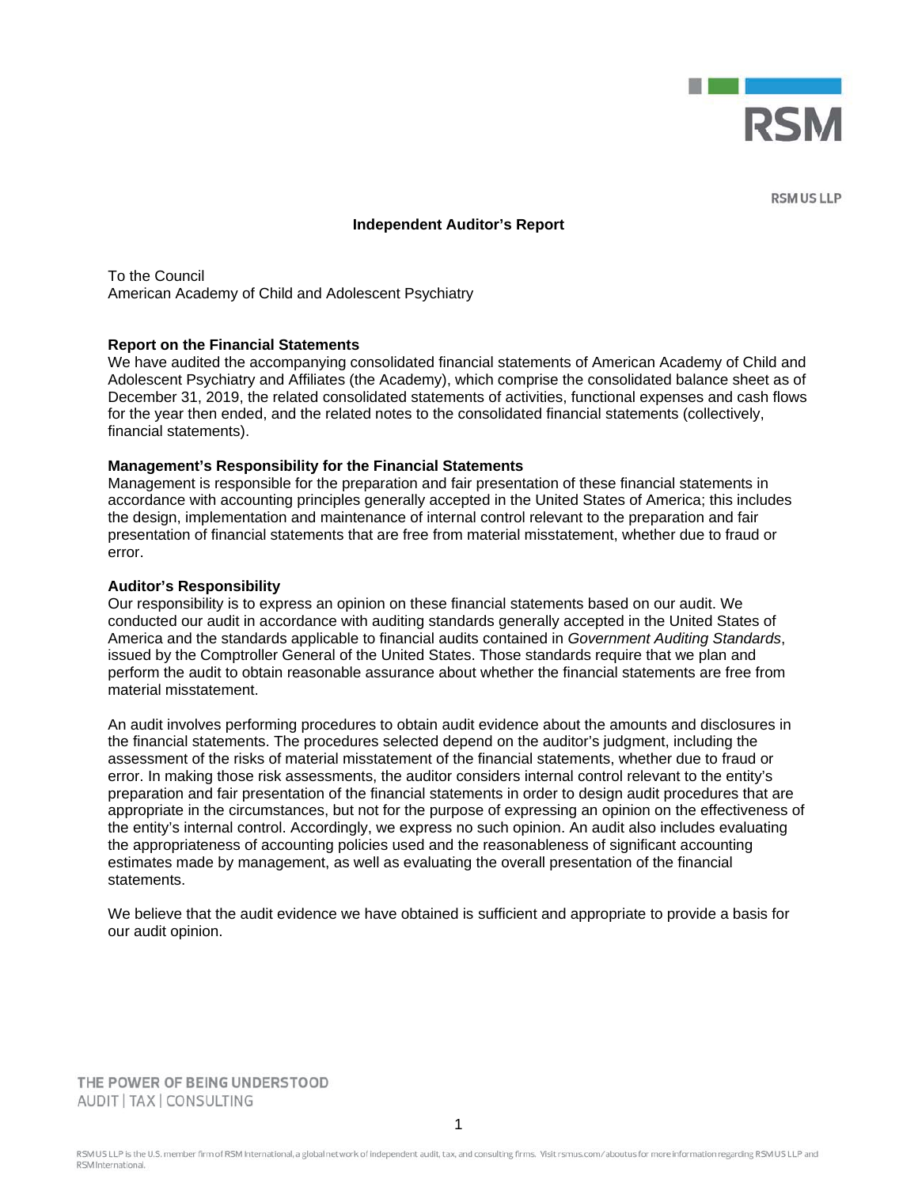RSM US LLP

# Independent Auditor's Report

To the Council
American Academy of Child and Adolescent Psychiatry

**Report on the Financial Statements**
We have audited the accompanying consolidated financial statements of American Academy of Child and Adolescent Psychiatry and Affiliates (the Academy), which comprise the consolidated balance sheet as of December 31, 2019, the related consolidated statements of activities, functional expenses and cash flows for the year then ended, and the related notes to the consolidated financial statements (collectively, financial statements).

**Management's Responsibility for the Financial Statements**
Management is responsible for the preparation and fair presentation of these financial statements in accordance with accounting principles generally accepted in the United States of America; this includes the design, implementation and maintenance of internal control relevant to the preparation and fair presentation of financial statements that are free from material misstatement, whether due to fraud or error.

**Auditor's Responsibility**
Our responsibility is to express an opinion on these financial statements based on our audit. We conducted our audit in accordance with auditing standards generally accepted in the United States of America and the standards applicable to financial audits contained in *Government Auditing Standards*, issued by the Comptroller General of the United States. Those standards require that we plan and perform the audit to obtain reasonable assurance about whether the financial statements are free from material misstatement.

An audit involves performing procedures to obtain audit evidence about the amounts and disclosures in the financial statements. The procedures selected depend on the auditor's judgment, including the assessment of the risks of material misstatement of the financial statements, whether due to fraud or error. In making those risk assessments, the auditor considers internal control relevant to the entity's preparation and fair presentation of the financial statements in order to design audit procedures that are appropriate in the circumstances, but not for the purpose of expressing an opinion on the effectiveness of the entity's internal control. Accordingly, we express no such opinion. An audit also includes evaluating the appropriateness of accounting policies used and the reasonableness of significant accounting estimates made by management, as well as evaluating the overall presentation of the financial statements.

We believe that the audit evidence we have obtained is sufficient and appropriate to provide a basis for our audit opinion.

THE POWER OF BEING UNDERSTOOD
AUDIT | TAX | CONSULTING

RSM US LLP is the U.S. member firm of RSM International, a global network of independent audit, tax, and consulting firms. Visit rsmus.com/aboutus for more information regarding RSM US LLP and RSM International.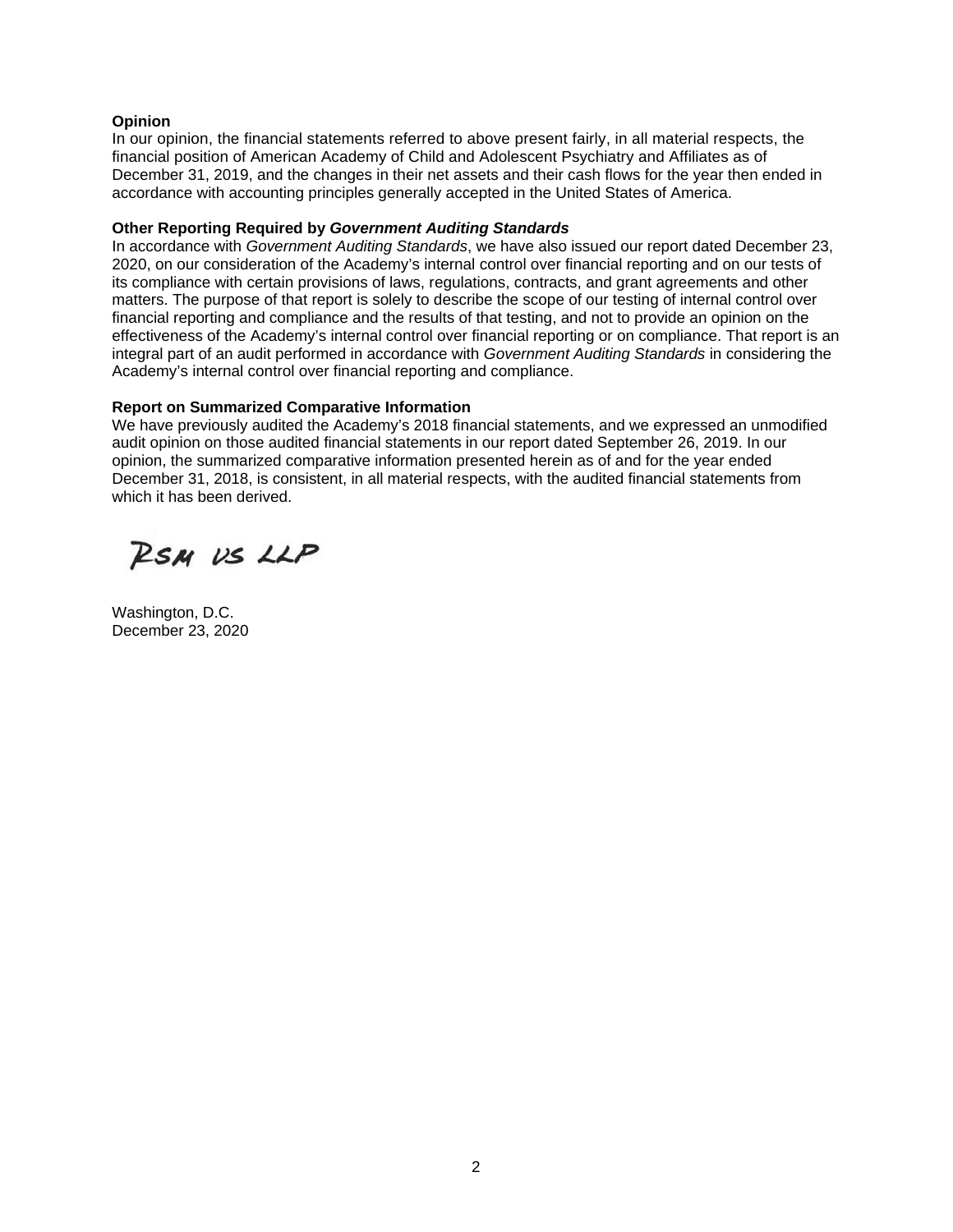**Opinion**

In our opinion, the financial statements referred to above present fairly, in all material respects, the financial position of American Academy of Child and Adolescent Psychiatry and Affiliates as of December 31, 2019, and the changes in their net assets and their cash flows for the year then ended in accordance with accounting principles generally accepted in the United States of America.

**Other Reporting Required by *Government Auditing Standards***

In accordance with *Government Auditing Standards*, we have also issued our report dated December 23, 2020, on our consideration of the Academy's internal control over financial reporting and on our tests of its compliance with certain provisions of laws, regulations, contracts, and grant agreements and other matters. The purpose of that report is solely to describe the scope of our testing of internal control over financial reporting and compliance and the results of that testing, and not to provide an opinion on the effectiveness of the Academy's internal control over financial reporting or on compliance. That report is an integral part of an audit performed in accordance with *Government Auditing Standards* in considering the Academy's internal control over financial reporting and compliance.

**Report on Summarized Comparative Information**

We have previously audited the Academy's 2018 financial statements, and we expressed an unmodified audit opinion on those audited financial statements in our report dated September 26, 2019. In our opinion, the summarized comparative information presented herein as of and for the year ended December 31, 2018, is consistent, in all material respects, with the audited financial statements from which it has been derived.

RSM US LLP

Washington, D.C.
December 23, 2020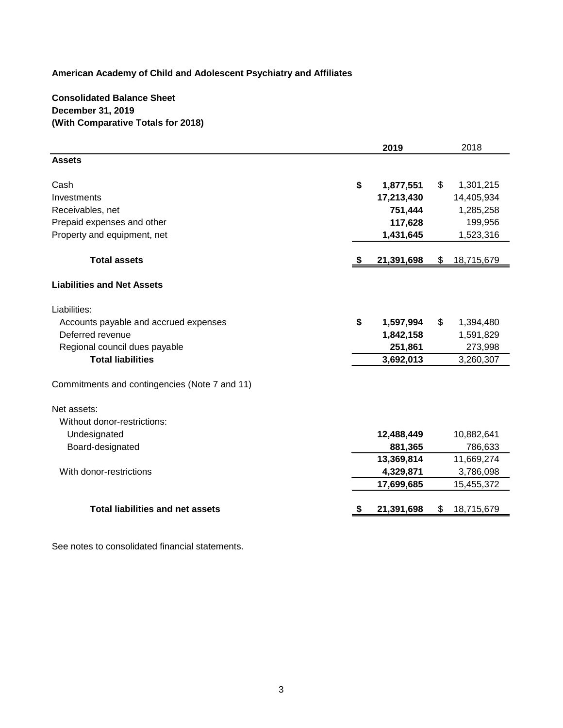**American Academy of Child and Adolescent Psychiatry and Affiliates**

**Consolidated Balance Sheet**
**December 31, 2019**
**(With Comparative Totals for 2018)**

| | 2019 | 2018 |
|---|---|---|
| **Assets** | | |
| Cash | **$ 1,877,551** | $ 1,301,215 |
| Investments | **17,213,430** | 14,405,934 |
| Receivables, net | **751,444** | 1,285,258 |
| Prepaid expenses and other | **117,628** | 199,956 |
| Property and equipment, net | **1,431,645** | 1,523,316 |
| **Total assets** | **$ 21,391,698** | $ 18,715,679 |
| **Liabilities and Net Assets** | | |
| Liabilities: | | |
| Accounts payable and accrued expenses | **$ 1,597,994** | $ 1,394,480 |
| Deferred revenue | **1,842,158** | 1,591,829 |
| Regional council dues payable | **251,861** | 273,998 |
| **Total liabilities** | **3,692,013** | 3,260,307 |
| Commitments and contingencies (Note 7 and 11) | | |
| Net assets: | | |
| Without donor-restrictions: | | |
| Undesignated | **12,488,449** | 10,882,641 |
| Board-designated | **881,365** | 786,633 |
| | **13,369,814** | 11,669,274 |
| With donor-restrictions | **4,329,871** | 3,786,098 |
| | **17,699,685** | 15,455,372 |
| **Total liabilities and net assets** | **$ 21,391,698** | $ 18,715,679 |

See notes to consolidated financial statements.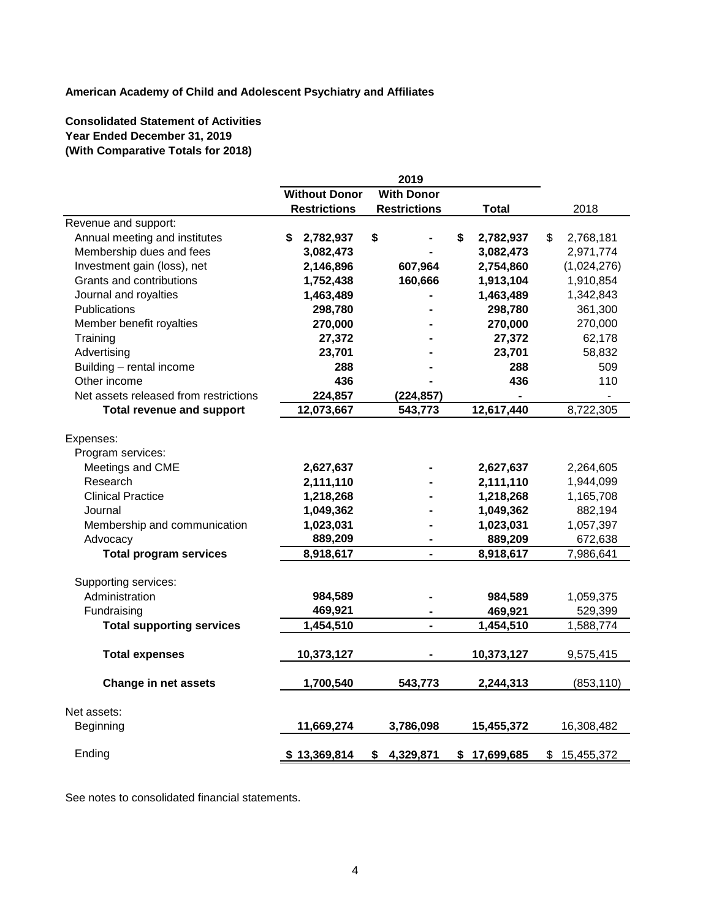**American Academy of Child and Adolescent Psychiatry and Affiliates**

**Consolidated Statement of Activities**
**Year Ended December 31, 2019**
**(With Comparative Totals for 2018)**

| | 2019 | | | |
|---|---|---|---|---|
| | **Without Donor Restrictions** | **With Donor Restrictions** | **Total** | 2018 |
| Revenue and support: | | | | |
| Annual meeting and institutes | **$ 2,782,937** | **$ -** | **$ 2,782,937** | $ 2,768,181 |
| Membership dues and fees | **3,082,473** | **-** | **3,082,473** | 2,971,774 |
| Investment gain (loss), net | **2,146,896** | **607,964** | **2,754,860** | (1,024,276) |
| Grants and contributions | **1,752,438** | **160,666** | **1,913,104** | 1,910,854 |
| Journal and royalties | **1,463,489** | **-** | **1,463,489** | 1,342,843 |
| Publications | **298,780** | **-** | **298,780** | 361,300 |
| Member benefit royalties | **270,000** | **-** | **270,000** | 270,000 |
| Training | **27,372** | **-** | **27,372** | 62,178 |
| Advertising | **23,701** | **-** | **23,701** | 58,832 |
| Building – rental income | **288** | **-** | **288** | 509 |
| Other income | **436** | **-** | **436** | 110 |
| Net assets released from restrictions | **224,857** | **(224,857)** | **-** | - |
| **Total revenue and support** | **12,073,667** | **543,773** | **12,617,440** | 8,722,305 |
| Expenses: | | | | |
| Program services: | | | | |
| Meetings and CME | **2,627,637** | **-** | **2,627,637** | 2,264,605 |
| Research | **2,111,110** | **-** | **2,111,110** | 1,944,099 |
| Clinical Practice | **1,218,268** | **-** | **1,218,268** | 1,165,708 |
| Journal | **1,049,362** | **-** | **1,049,362** | 882,194 |
| Membership and communication | **1,023,031** | **-** | **1,023,031** | 1,057,397 |
| Advocacy | **889,209** | **-** | **889,209** | 672,638 |
| **Total program services** | **8,918,617** | **-** | **8,918,617** | 7,986,641 |
| Supporting services: | | | | |
| Administration | **984,589** | **-** | **984,589** | 1,059,375 |
| Fundraising | **469,921** | **-** | **469,921** | 529,399 |
| **Total supporting services** | **1,454,510** | **-** | **1,454,510** | 1,588,774 |
| **Total expenses** | **10,373,127** | **-** | **10,373,127** | 9,575,415 |
| **Change in net assets** | **1,700,540** | **543,773** | **2,244,313** | (853,110) |
| Net assets: | | | | |
| Beginning | **11,669,274** | **3,786,098** | **15,455,372** | 16,308,482 |
| Ending | **$ 13,369,814** | **$ 4,329,871** | **$ 17,699,685** | $ 15,455,372 |

See notes to consolidated financial statements.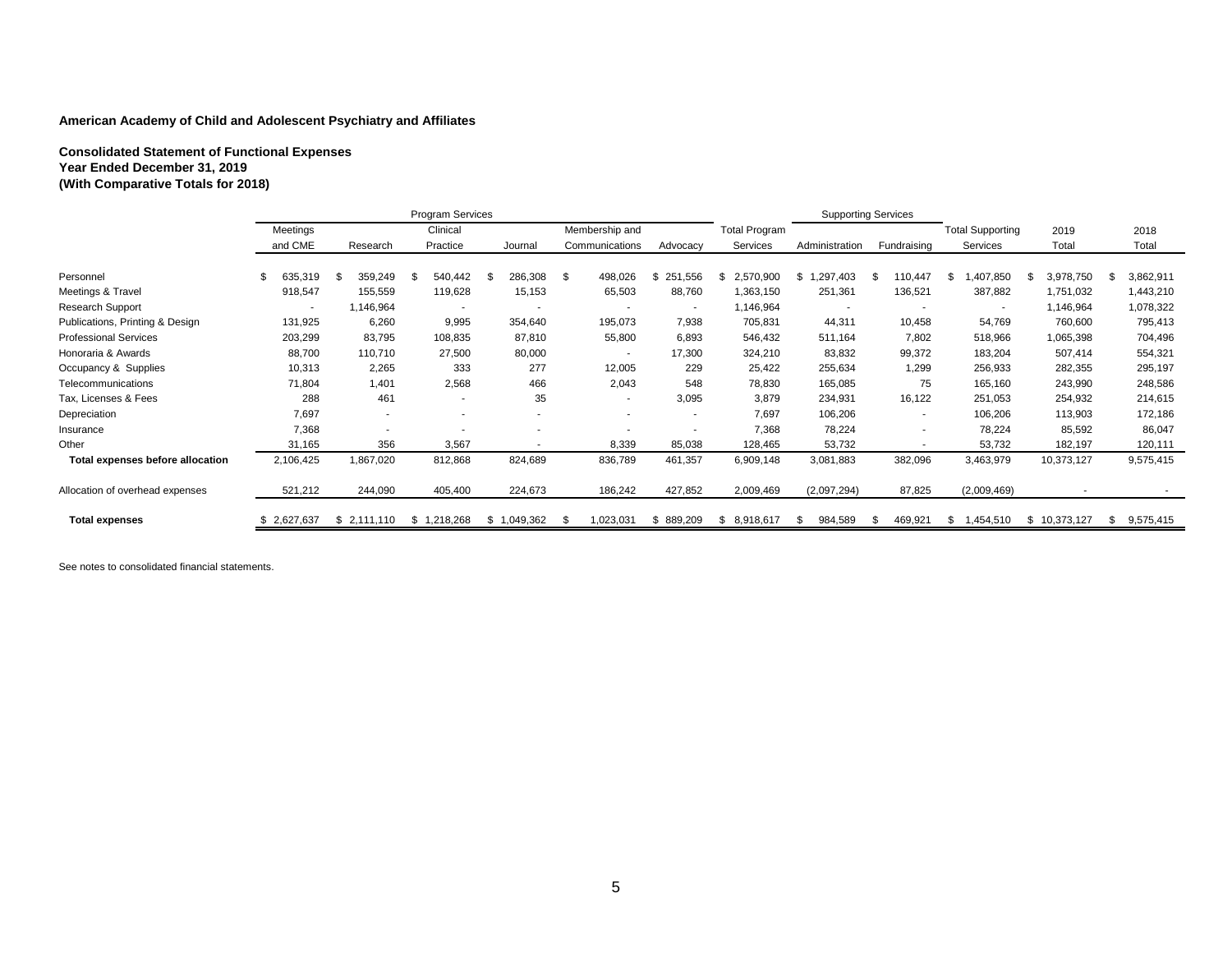**American Academy of Child and Adolescent Psychiatry and Affiliates**

**Consolidated Statement of Functional Expenses**
**Year Ended December 31, 2019**
**(With Comparative Totals for 2018)**

| | Program Services | | | | | | | Supporting Services | | | | |
|---|---|---|---|---|---|---|---|---|---|---|---|---|
| | Meetings and CME | Research | Clinical Practice | Journal | Membership and Communications | Advocacy | Total Program Services | Administration | Fundraising | Total Supporting Services | 2019 Total | 2018 Total |
| Personnel | $ 635,319 | $ 359,249 | $ 540,442 | $ 286,308 | $ 498,026 | $ 251,556 | $ 2,570,900 | $ 1,297,403 | $ 110,447 | $ 1,407,850 | $ 3,978,750 | $ 3,862,911 |
| Meetings & Travel | 918,547 | 155,559 | 119,628 | 15,153 | 65,503 | 88,760 | 1,363,150 | 251,361 | 136,521 | 387,882 | 1,751,032 | 1,443,210 |
| Research Support | - | 1,146,964 | - | - | - | - | 1,146,964 | - | - | - | 1,146,964 | 1,078,322 |
| Publications, Printing & Design | 131,925 | 6,260 | 9,995 | 354,640 | 195,073 | 7,938 | 705,831 | 44,311 | 10,458 | 54,769 | 760,600 | 795,413 |
| Professional Services | 203,299 | 83,795 | 108,835 | 87,810 | 55,800 | 6,893 | 546,432 | 511,164 | 7,802 | 518,966 | 1,065,398 | 704,496 |
| Honoraria & Awards | 88,700 | 110,710 | 27,500 | 80,000 | - | 17,300 | 324,210 | 83,832 | 99,372 | 183,204 | 507,414 | 554,321 |
| Occupancy & Supplies | 10,313 | 2,265 | 333 | 277 | 12,005 | 229 | 25,422 | 255,634 | 1,299 | 256,933 | 282,355 | 295,197 |
| Telecommunications | 71,804 | 1,401 | 2,568 | 466 | 2,043 | 548 | 78,830 | 165,085 | 75 | 165,160 | 243,990 | 248,586 |
| Tax, Licenses & Fees | 288 | 461 | - | 35 | - | 3,095 | 3,879 | 234,931 | 16,122 | 251,053 | 254,932 | 214,615 |
| Depreciation | 7,697 | - | - | - | - | - | 7,697 | 106,206 | - | 106,206 | 113,903 | 172,186 |
| Insurance | 7,368 | - | - | - | - | - | 7,368 | 78,224 | - | 78,224 | 85,592 | 86,047 |
| Other | 31,165 | 356 | 3,567 | - | 8,339 | 85,038 | 128,465 | 53,732 | - | 53,732 | 182,197 | 120,111 |
| **Total expenses before allocation** | 2,106,425 | 1,867,020 | 812,868 | 824,689 | 836,789 | 461,357 | 6,909,148 | 3,081,883 | 382,096 | 3,463,979 | 10,373,127 | 9,575,415 |
| Allocation of overhead expenses | 521,212 | 244,090 | 405,400 | 224,673 | 186,242 | 427,852 | 2,009,469 | (2,097,294) | 87,825 | (2,009,469) | - | - |
| **Total expenses** | $ 2,627,637 | $ 2,111,110 | $ 1,218,268 | $ 1,049,362 | $ 1,023,031 | $ 889,209 | $ 8,918,617 | $ 984,589 | $ 469,921 | $ 1,454,510 | $ 10,373,127 | $ 9,575,415 |

See notes to consolidated financial statements.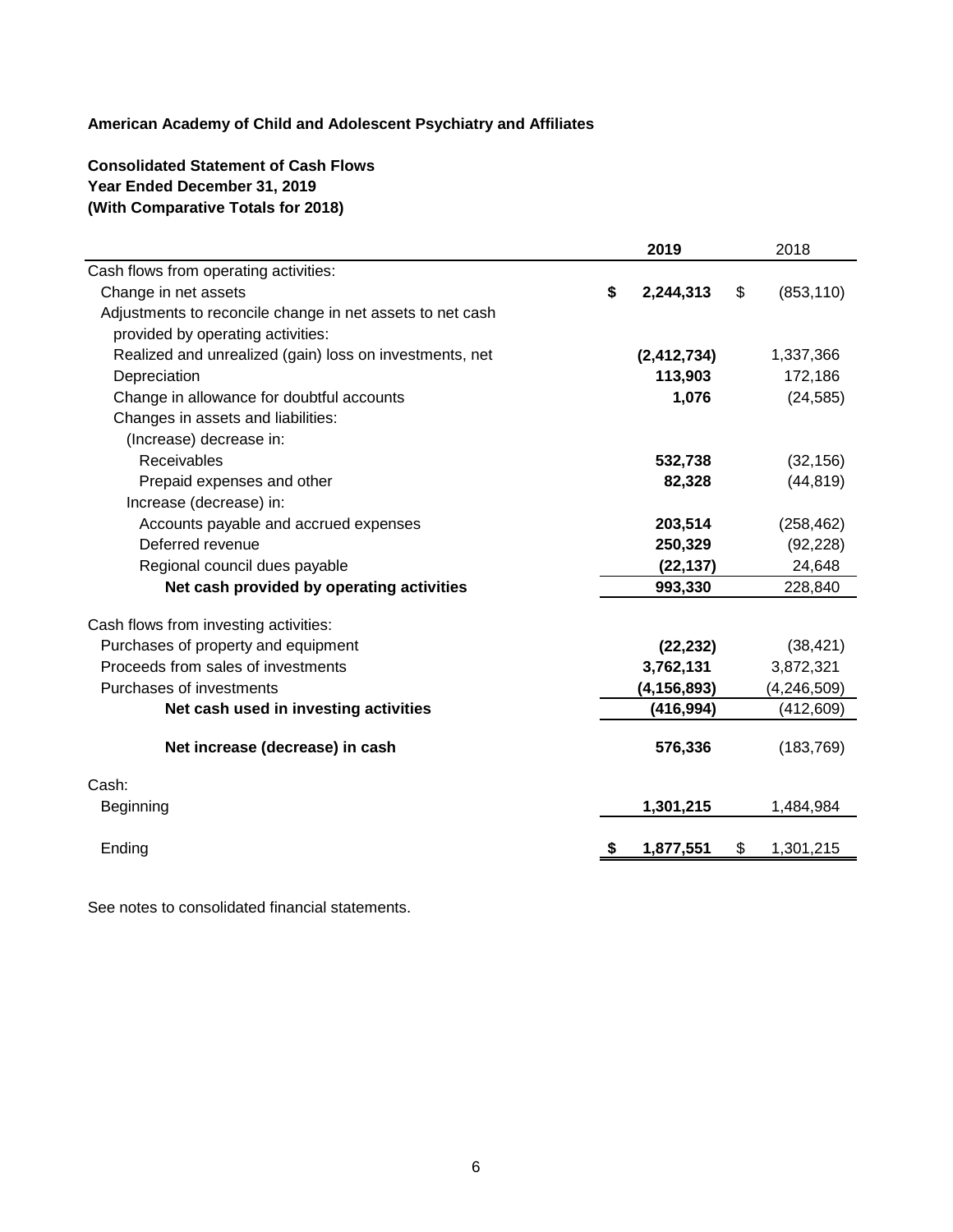**American Academy of Child and Adolescent Psychiatry and Affiliates**

**Consolidated Statement of Cash Flows**
**Year Ended December 31, 2019**
**(With Comparative Totals for 2018)**

| | **2019** | 2018 |
|---|---|---|
| Cash flows from operating activities: | | |
| Change in net assets | **$ 2,244,313** | $ (853,110) |
| Adjustments to reconcile change in net assets to net cash provided by operating activities: | | |
| Realized and unrealized (gain) loss on investments, net | **(2,412,734)** | 1,337,366 |
| Depreciation | **113,903** | 172,186 |
| Change in allowance for doubtful accounts | **1,076** | (24,585) |
| Changes in assets and liabilities: | | |
| (Increase) decrease in: | | |
| Receivables | **532,738** | (32,156) |
| Prepaid expenses and other | **82,328** | (44,819) |
| Increase (decrease) in: | | |
| Accounts payable and accrued expenses | **203,514** | (258,462) |
| Deferred revenue | **250,329** | (92,228) |
| Regional council dues payable | **(22,137)** | 24,648 |
| **Net cash provided by operating activities** | **993,330** | 228,840 |
| Cash flows from investing activities: | | |
| Purchases of property and equipment | **(22,232)** | (38,421) |
| Proceeds from sales of investments | **3,762,131** | 3,872,321 |
| Purchases of investments | **(4,156,893)** | (4,246,509) |
| **Net cash used in investing activities** | **(416,994)** | (412,609) |
| **Net increase (decrease) in cash** | **576,336** | (183,769) |
| Cash: | | |
| Beginning | **1,301,215** | 1,484,984 |
| Ending | **$ 1,877,551** | $ 1,301,215 |

See notes to consolidated financial statements.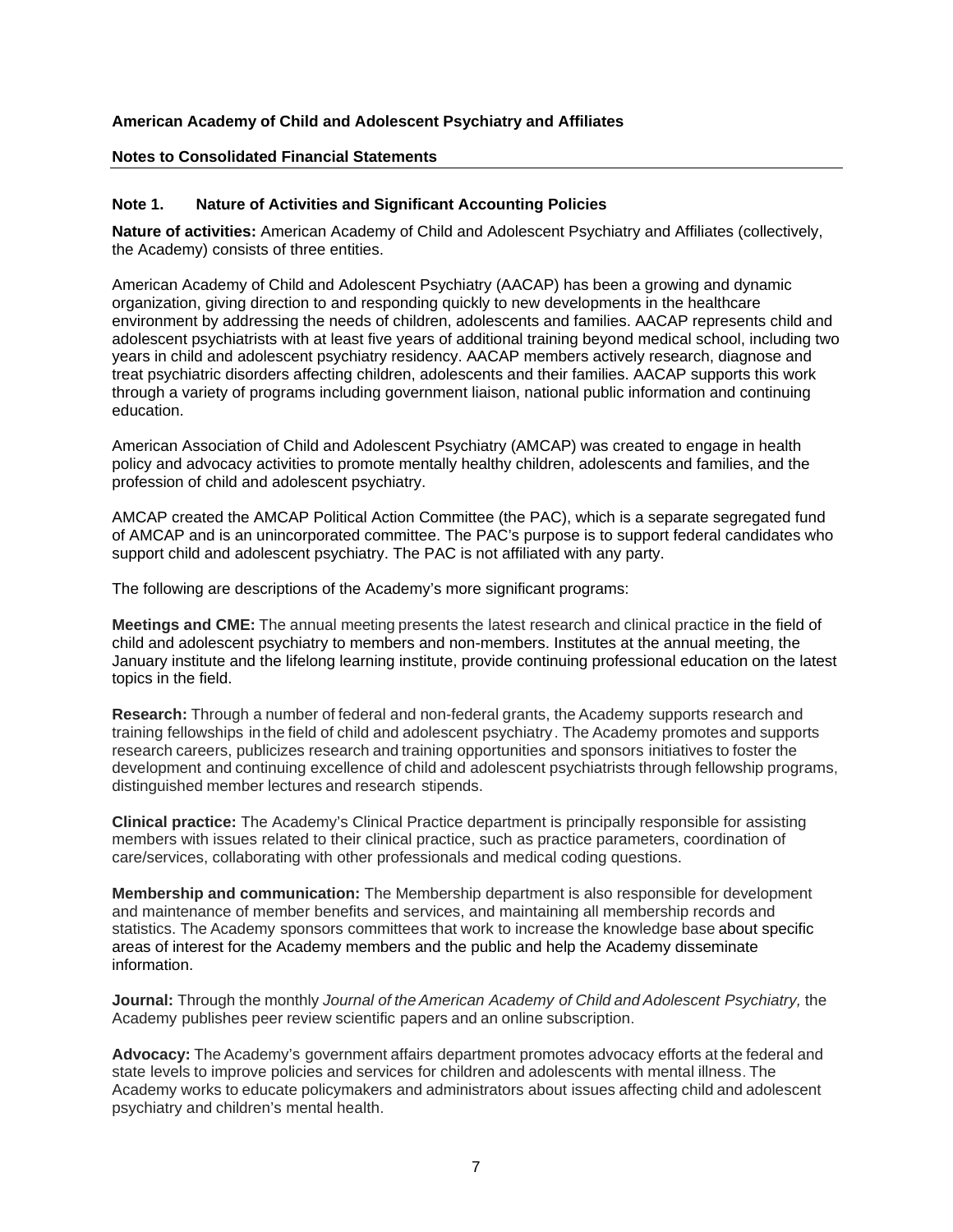**American Academy of Child and Adolescent Psychiatry and Affiliates**

**Notes to Consolidated Financial Statements**

## Note 1. Nature of Activities and Significant Accounting Policies

**Nature of activities:** American Academy of Child and Adolescent Psychiatry and Affiliates (collectively, the Academy) consists of three entities.

American Academy of Child and Adolescent Psychiatry (AACAP) has been a growing and dynamic organization, giving direction to and responding quickly to new developments in the healthcare environment by addressing the needs of children, adolescents and families. AACAP represents child and adolescent psychiatrists with at least five years of additional training beyond medical school, including two years in child and adolescent psychiatry residency. AACAP members actively research, diagnose and treat psychiatric disorders affecting children, adolescents and their families. AACAP supports this work through a variety of programs including government liaison, national public information and continuing education.

American Association of Child and Adolescent Psychiatry (AMCAP) was created to engage in health policy and advocacy activities to promote mentally healthy children, adolescents and families, and the profession of child and adolescent psychiatry.

AMCAP created the AMCAP Political Action Committee (the PAC), which is a separate segregated fund of AMCAP and is an unincorporated committee. The PAC's purpose is to support federal candidates who support child and adolescent psychiatry. The PAC is not affiliated with any party.

The following are descriptions of the Academy's more significant programs:

**Meetings and CME:** The annual meeting presents the latest research and clinical practice in the field of child and adolescent psychiatry to members and non-members. Institutes at the annual meeting, the January institute and the lifelong learning institute, provide continuing professional education on the latest topics in the field.

**Research:** Through a number of federal and non-federal grants, the Academy supports research and training fellowships in the field of child and adolescent psychiatry. The Academy promotes and supports research careers, publicizes research and training opportunities and sponsors initiatives to foster the development and continuing excellence of child and adolescent psychiatrists through fellowship programs, distinguished member lectures and research stipends.

**Clinical practice:** The Academy's Clinical Practice department is principally responsible for assisting members with issues related to their clinical practice, such as practice parameters, coordination of care/services, collaborating with other professionals and medical coding questions.

**Membership and communication:** The Membership department is also responsible for development and maintenance of member benefits and services, and maintaining all membership records and statistics. The Academy sponsors committees that work to increase the knowledge base about specific areas of interest for the Academy members and the public and help the Academy disseminate information.

**Journal:** Through the monthly *Journal of the American Academy of Child and Adolescent Psychiatry,* the Academy publishes peer review scientific papers and an online subscription.

**Advocacy:** The Academy's government affairs department promotes advocacy efforts at the federal and state levels to improve policies and services for children and adolescents with mental illness. The Academy works to educate policymakers and administrators about issues affecting child and adolescent psychiatry and children's mental health.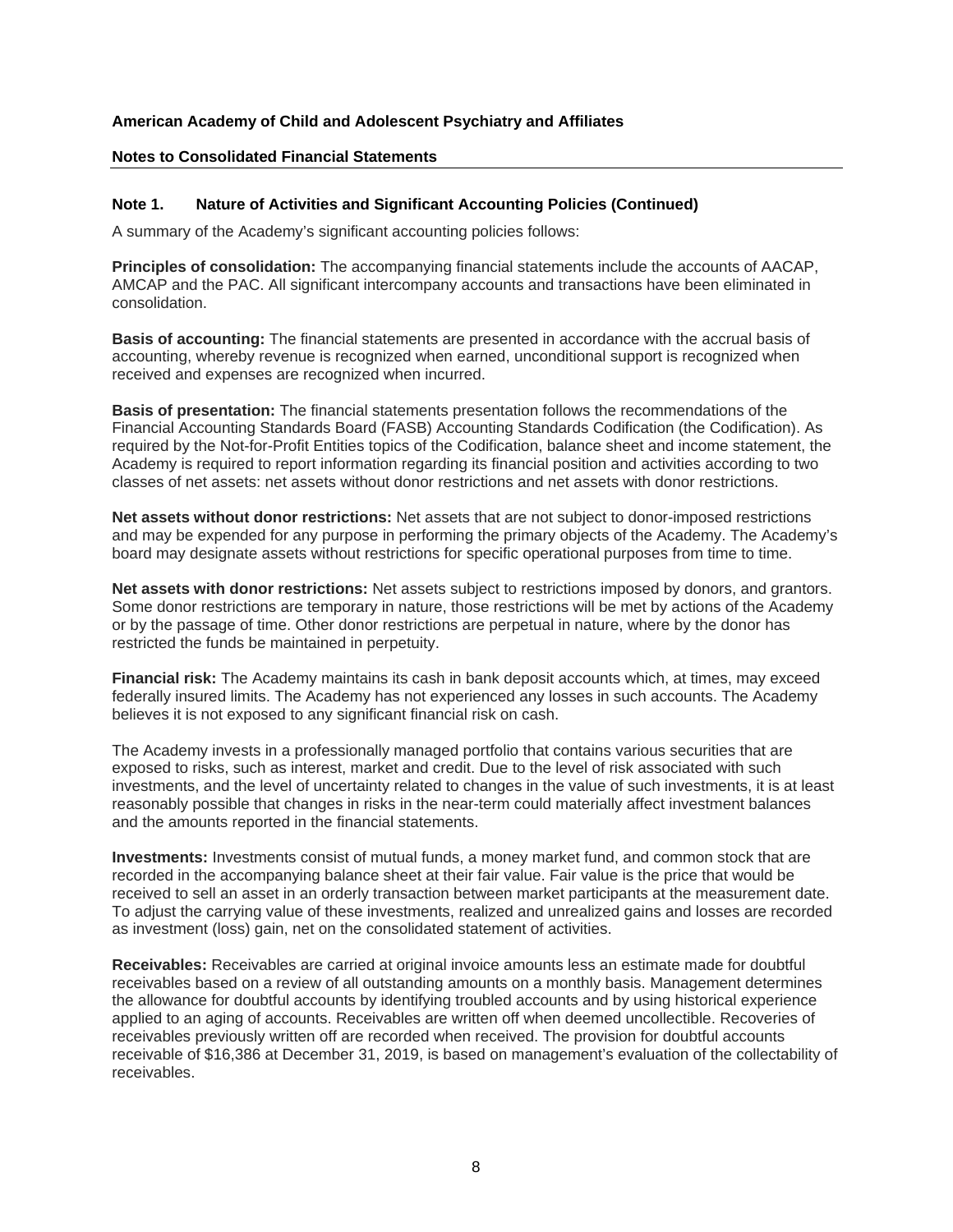**American Academy of Child and Adolescent Psychiatry and Affiliates**

**Notes to Consolidated Financial Statements**

## Note 1. Nature of Activities and Significant Accounting Policies (Continued)

A summary of the Academy's significant accounting policies follows:

**Principles of consolidation:** The accompanying financial statements include the accounts of AACAP, AMCAP and the PAC. All significant intercompany accounts and transactions have been eliminated in consolidation.

**Basis of accounting:** The financial statements are presented in accordance with the accrual basis of accounting, whereby revenue is recognized when earned, unconditional support is recognized when received and expenses are recognized when incurred.

**Basis of presentation:** The financial statements presentation follows the recommendations of the Financial Accounting Standards Board (FASB) Accounting Standards Codification (the Codification). As required by the Not-for-Profit Entities topics of the Codification, balance sheet and income statement, the Academy is required to report information regarding its financial position and activities according to two classes of net assets: net assets without donor restrictions and net assets with donor restrictions.

**Net assets without donor restrictions:** Net assets that are not subject to donor-imposed restrictions and may be expended for any purpose in performing the primary objects of the Academy. The Academy's board may designate assets without restrictions for specific operational purposes from time to time.

**Net assets with donor restrictions:** Net assets subject to restrictions imposed by donors, and grantors. Some donor restrictions are temporary in nature, those restrictions will be met by actions of the Academy or by the passage of time. Other donor restrictions are perpetual in nature, where by the donor has restricted the funds be maintained in perpetuity.

**Financial risk:** The Academy maintains its cash in bank deposit accounts which, at times, may exceed federally insured limits. The Academy has not experienced any losses in such accounts. The Academy believes it is not exposed to any significant financial risk on cash.

The Academy invests in a professionally managed portfolio that contains various securities that are exposed to risks, such as interest, market and credit. Due to the level of risk associated with such investments, and the level of uncertainty related to changes in the value of such investments, it is at least reasonably possible that changes in risks in the near-term could materially affect investment balances and the amounts reported in the financial statements.

**Investments:** Investments consist of mutual funds, a money market fund, and common stock that are recorded in the accompanying balance sheet at their fair value. Fair value is the price that would be received to sell an asset in an orderly transaction between market participants at the measurement date. To adjust the carrying value of these investments, realized and unrealized gains and losses are recorded as investment (loss) gain, net on the consolidated statement of activities.

**Receivables:** Receivables are carried at original invoice amounts less an estimate made for doubtful receivables based on a review of all outstanding amounts on a monthly basis. Management determines the allowance for doubtful accounts by identifying troubled accounts and by using historical experience applied to an aging of accounts. Receivables are written off when deemed uncollectible. Recoveries of receivables previously written off are recorded when received. The provision for doubtful accounts receivable of $16,386 at December 31, 2019, is based on management's evaluation of the collectability of receivables.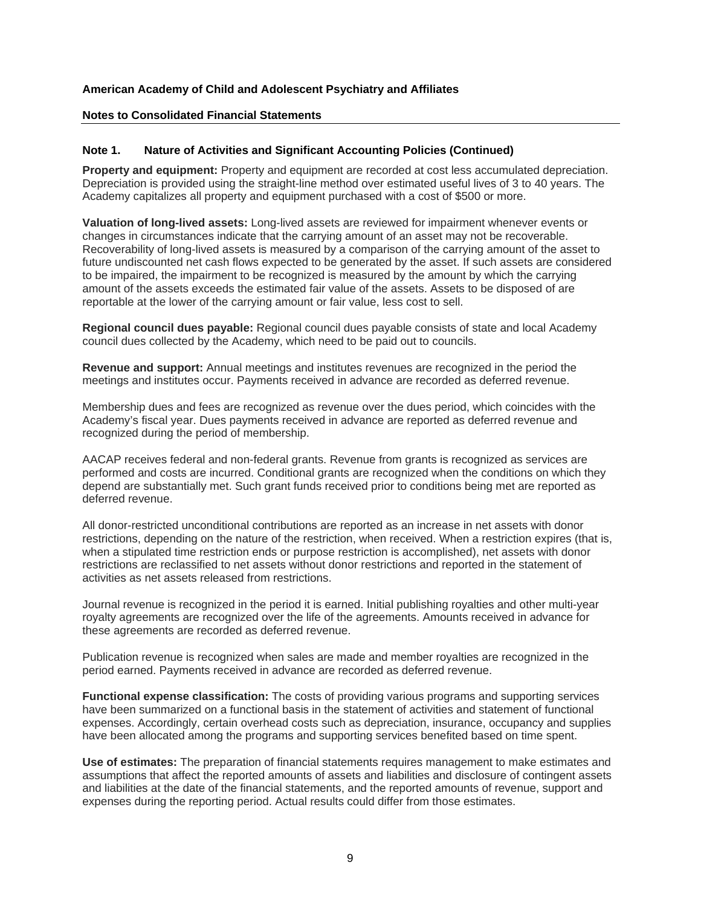**American Academy of Child and Adolescent Psychiatry and Affiliates**

**Notes to Consolidated Financial Statements**

## Note 1. Nature of Activities and Significant Accounting Policies (Continued)

**Property and equipment:** Property and equipment are recorded at cost less accumulated depreciation. Depreciation is provided using the straight-line method over estimated useful lives of 3 to 40 years. The Academy capitalizes all property and equipment purchased with a cost of $500 or more.

**Valuation of long-lived assets:** Long-lived assets are reviewed for impairment whenever events or changes in circumstances indicate that the carrying amount of an asset may not be recoverable. Recoverability of long-lived assets is measured by a comparison of the carrying amount of the asset to future undiscounted net cash flows expected to be generated by the asset. If such assets are considered to be impaired, the impairment to be recognized is measured by the amount by which the carrying amount of the assets exceeds the estimated fair value of the assets. Assets to be disposed of are reportable at the lower of the carrying amount or fair value, less cost to sell.

**Regional council dues payable:** Regional council dues payable consists of state and local Academy council dues collected by the Academy, which need to be paid out to councils.

**Revenue and support:** Annual meetings and institutes revenues are recognized in the period the meetings and institutes occur. Payments received in advance are recorded as deferred revenue.

Membership dues and fees are recognized as revenue over the dues period, which coincides with the Academy's fiscal year. Dues payments received in advance are reported as deferred revenue and recognized during the period of membership.

AACAP receives federal and non-federal grants. Revenue from grants is recognized as services are performed and costs are incurred. Conditional grants are recognized when the conditions on which they depend are substantially met. Such grant funds received prior to conditions being met are reported as deferred revenue.

All donor-restricted unconditional contributions are reported as an increase in net assets with donor restrictions, depending on the nature of the restriction, when received. When a restriction expires (that is, when a stipulated time restriction ends or purpose restriction is accomplished), net assets with donor restrictions are reclassified to net assets without donor restrictions and reported in the statement of activities as net assets released from restrictions.

Journal revenue is recognized in the period it is earned. Initial publishing royalties and other multi-year royalty agreements are recognized over the life of the agreements. Amounts received in advance for these agreements are recorded as deferred revenue.

Publication revenue is recognized when sales are made and member royalties are recognized in the period earned. Payments received in advance are recorded as deferred revenue.

**Functional expense classification:** The costs of providing various programs and supporting services have been summarized on a functional basis in the statement of activities and statement of functional expenses. Accordingly, certain overhead costs such as depreciation, insurance, occupancy and supplies have been allocated among the programs and supporting services benefited based on time spent.

**Use of estimates:** The preparation of financial statements requires management to make estimates and assumptions that affect the reported amounts of assets and liabilities and disclosure of contingent assets and liabilities at the date of the financial statements, and the reported amounts of revenue, support and expenses during the reporting period. Actual results could differ from those estimates.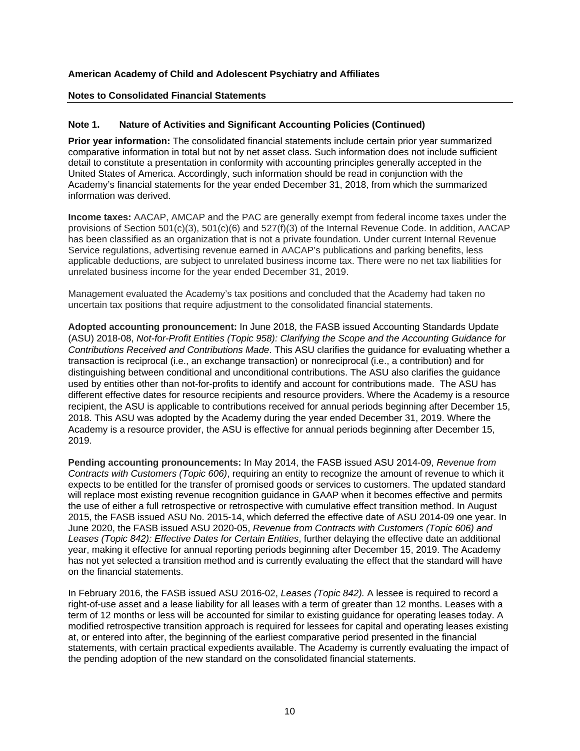**American Academy of Child and Adolescent Psychiatry and Affiliates**

**Notes to Consolidated Financial Statements**

## Note 1. Nature of Activities and Significant Accounting Policies (Continued)

**Prior year information:** The consolidated financial statements include certain prior year summarized comparative information in total but not by net asset class. Such information does not include sufficient detail to constitute a presentation in conformity with accounting principles generally accepted in the United States of America. Accordingly, such information should be read in conjunction with the Academy's financial statements for the year ended December 31, 2018, from which the summarized information was derived.

**Income taxes:** AACAP, AMCAP and the PAC are generally exempt from federal income taxes under the provisions of Section 501(c)(3), 501(c)(6) and 527(f)(3) of the Internal Revenue Code. In addition, AACAP has been classified as an organization that is not a private foundation. Under current Internal Revenue Service regulations, advertising revenue earned in AACAP's publications and parking benefits, less applicable deductions, are subject to unrelated business income tax. There were no net tax liabilities for unrelated business income for the year ended December 31, 2019.

Management evaluated the Academy's tax positions and concluded that the Academy had taken no uncertain tax positions that require adjustment to the consolidated financial statements.

**Adopted accounting pronouncement:** In June 2018, the FASB issued Accounting Standards Update (ASU) 2018-08, *Not-for-Profit Entities (Topic 958): Clarifying the Scope and the Accounting Guidance for Contributions Received and Contributions Made*. This ASU clarifies the guidance for evaluating whether a transaction is reciprocal (i.e., an exchange transaction) or nonreciprocal (i.e., a contribution) and for distinguishing between conditional and unconditional contributions. The ASU also clarifies the guidance used by entities other than not-for-profits to identify and account for contributions made. The ASU has different effective dates for resource recipients and resource providers. Where the Academy is a resource recipient, the ASU is applicable to contributions received for annual periods beginning after December 15, 2018. This ASU was adopted by the Academy during the year ended December 31, 2019. Where the Academy is a resource provider, the ASU is effective for annual periods beginning after December 15, 2019.

**Pending accounting pronouncements:** In May 2014, the FASB issued ASU 2014-09, *Revenue from Contracts with Customers (Topic 606)*, requiring an entity to recognize the amount of revenue to which it expects to be entitled for the transfer of promised goods or services to customers. The updated standard will replace most existing revenue recognition guidance in GAAP when it becomes effective and permits the use of either a full retrospective or retrospective with cumulative effect transition method. In August 2015, the FASB issued ASU No. 2015-14, which deferred the effective date of ASU 2014-09 one year. In June 2020, the FASB issued ASU 2020-05, *Revenue from Contracts with Customers (Topic 606) and Leases (Topic 842): Effective Dates for Certain Entities*, further delaying the effective date an additional year, making it effective for annual reporting periods beginning after December 15, 2019. The Academy has not yet selected a transition method and is currently evaluating the effect that the standard will have on the financial statements.

In February 2016, the FASB issued ASU 2016-02, *Leases (Topic 842).* A lessee is required to record a right-of-use asset and a lease liability for all leases with a term of greater than 12 months. Leases with a term of 12 months or less will be accounted for similar to existing guidance for operating leases today. A modified retrospective transition approach is required for lessees for capital and operating leases existing at, or entered into after, the beginning of the earliest comparative period presented in the financial statements, with certain practical expedients available. The Academy is currently evaluating the impact of the pending adoption of the new standard on the consolidated financial statements.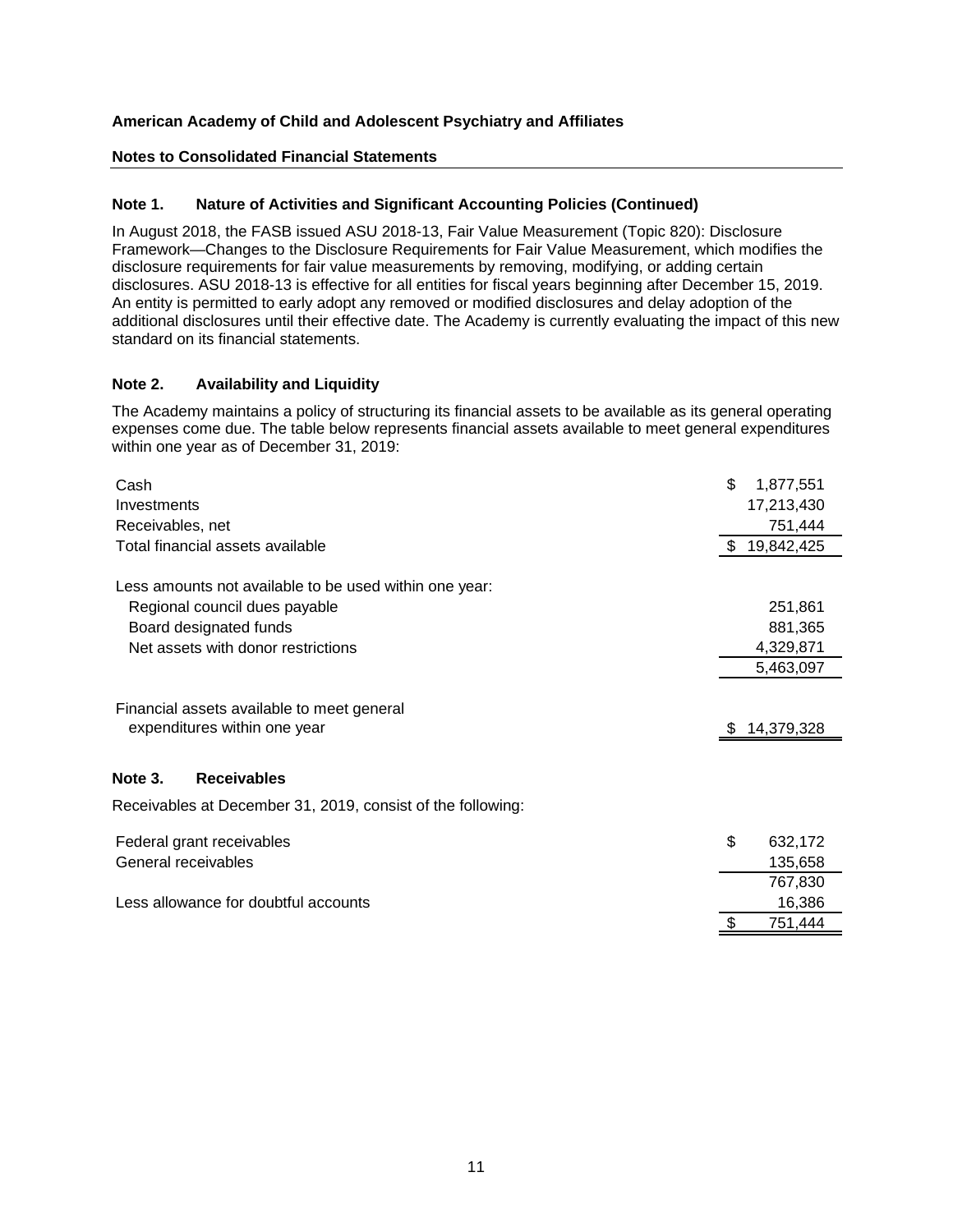**American Academy of Child and Adolescent Psychiatry and Affiliates**

**Notes to Consolidated Financial Statements**

## Note 1. Nature of Activities and Significant Accounting Policies (Continued)

In August 2018, the FASB issued ASU 2018-13, Fair Value Measurement (Topic 820): Disclosure Framework—Changes to the Disclosure Requirements for Fair Value Measurement, which modifies the disclosure requirements for fair value measurements by removing, modifying, or adding certain disclosures. ASU 2018-13 is effective for all entities for fiscal years beginning after December 15, 2019. An entity is permitted to early adopt any removed or modified disclosures and delay adoption of the additional disclosures until their effective date. The Academy is currently evaluating the impact of this new standard on its financial statements.

## Note 2. Availability and Liquidity

The Academy maintains a policy of structuring its financial assets to be available as its general operating expenses come due. The table below represents financial assets available to meet general expenditures within one year as of December 31, 2019:

| | |
|---|---|
| Cash | $ 1,877,551 |
| Investments | 17,213,430 |
| Receivables, net | 751,444 |
| Total financial assets available | $ 19,842,425 |
| | |
| Less amounts not available to be used within one year: | |
| Regional council dues payable | 251,861 |
| Board designated funds | 881,365 |
| Net assets with donor restrictions | 4,329,871 |
| | 5,463,097 |
| | |
| Financial assets available to meet general expenditures within one year | $ 14,379,328 |

## Note 3. Receivables

Receivables at December 31, 2019, consist of the following:

| | |
|---|---|
| Federal grant receivables | $ 632,172 |
| General receivables | 135,658 |
| | 767,830 |
| Less allowance for doubtful accounts | 16,386 |
| | $ 751,444 |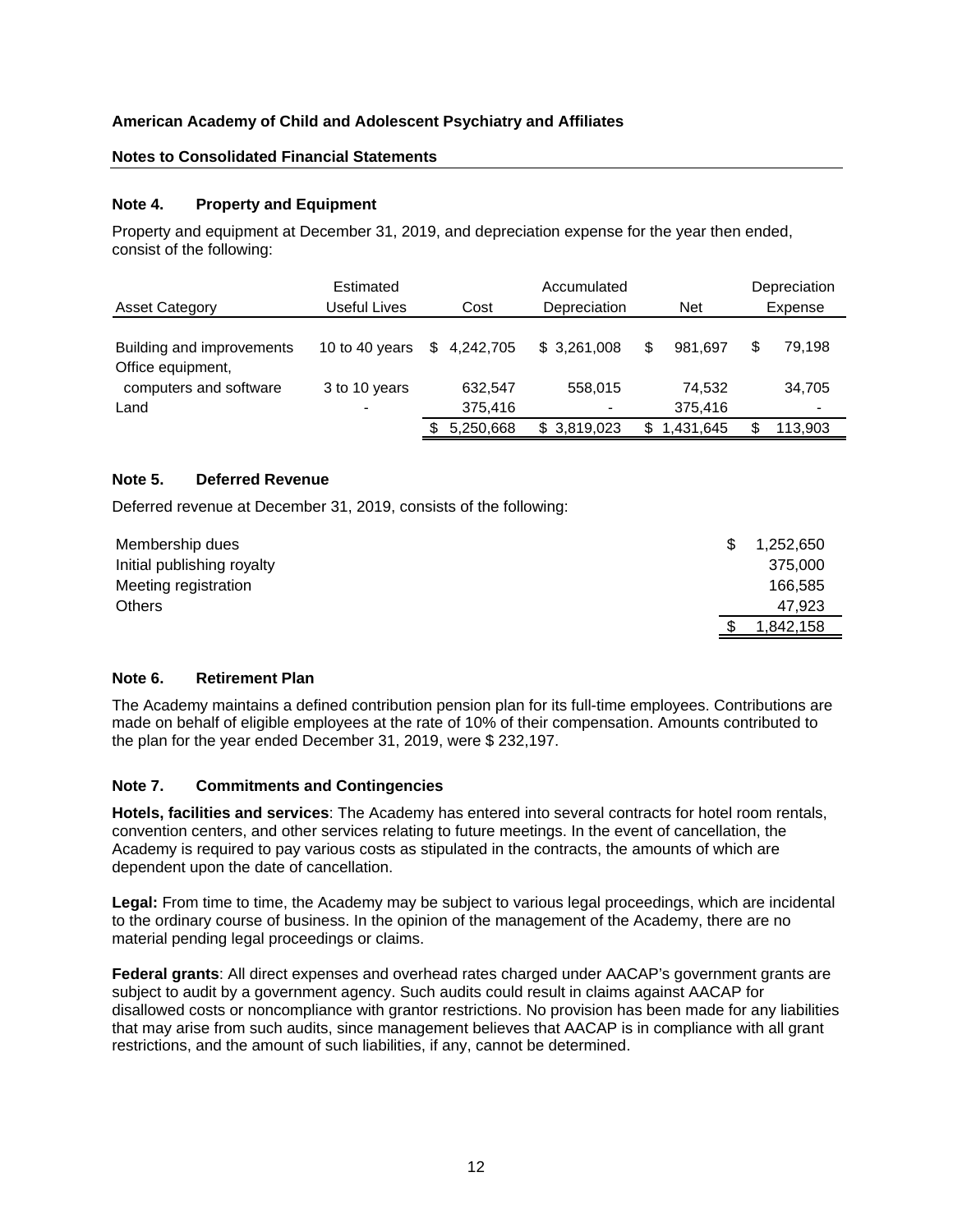**American Academy of Child and Adolescent Psychiatry and Affiliates**

**Notes to Consolidated Financial Statements**

## Note 4. Property and Equipment

Property and equipment at December 31, 2019, and depreciation expense for the year then ended, consist of the following:

| Asset Category | Estimated Useful Lives | Cost | Accumulated Depreciation | Net | Depreciation Expense |
|---|---|---|---|---|---|
| Building and improvements | 10 to 40 years | $ 4,242,705 | $ 3,261,008 | $ 981,697 | $ 79,198 |
| Office equipment, computers and software | 3 to 10 years | 632,547 | 558,015 | 74,532 | 34,705 |
| Land | - | 375,416 | - | 375,416 | - |
| | | $ 5,250,668 | $ 3,819,023 | $ 1,431,645 | $ 113,903 |

## Note 5. Deferred Revenue

Deferred revenue at December 31, 2019, consists of the following:

| | |
|---|---|
| Membership dues | $ 1,252,650 |
| Initial publishing royalty | 375,000 |
| Meeting registration | 166,585 |
| Others | 47,923 |
| | $ 1,842,158 |

## Note 6. Retirement Plan

The Academy maintains a defined contribution pension plan for its full-time employees. Contributions are made on behalf of eligible employees at the rate of 10% of their compensation. Amounts contributed to the plan for the year ended December 31, 2019, were $ 232,197.

## Note 7. Commitments and Contingencies

**Hotels, facilities and services**: The Academy has entered into several contracts for hotel room rentals, convention centers, and other services relating to future meetings. In the event of cancellation, the Academy is required to pay various costs as stipulated in the contracts, the amounts of which are dependent upon the date of cancellation.

**Legal:** From time to time, the Academy may be subject to various legal proceedings, which are incidental to the ordinary course of business. In the opinion of the management of the Academy, there are no material pending legal proceedings or claims.

**Federal grants**: All direct expenses and overhead rates charged under AACAP's government grants are subject to audit by a government agency. Such audits could result in claims against AACAP for disallowed costs or noncompliance with grantor restrictions. No provision has been made for any liabilities that may arise from such audits, since management believes that AACAP is in compliance with all grant restrictions, and the amount of such liabilities, if any, cannot be determined.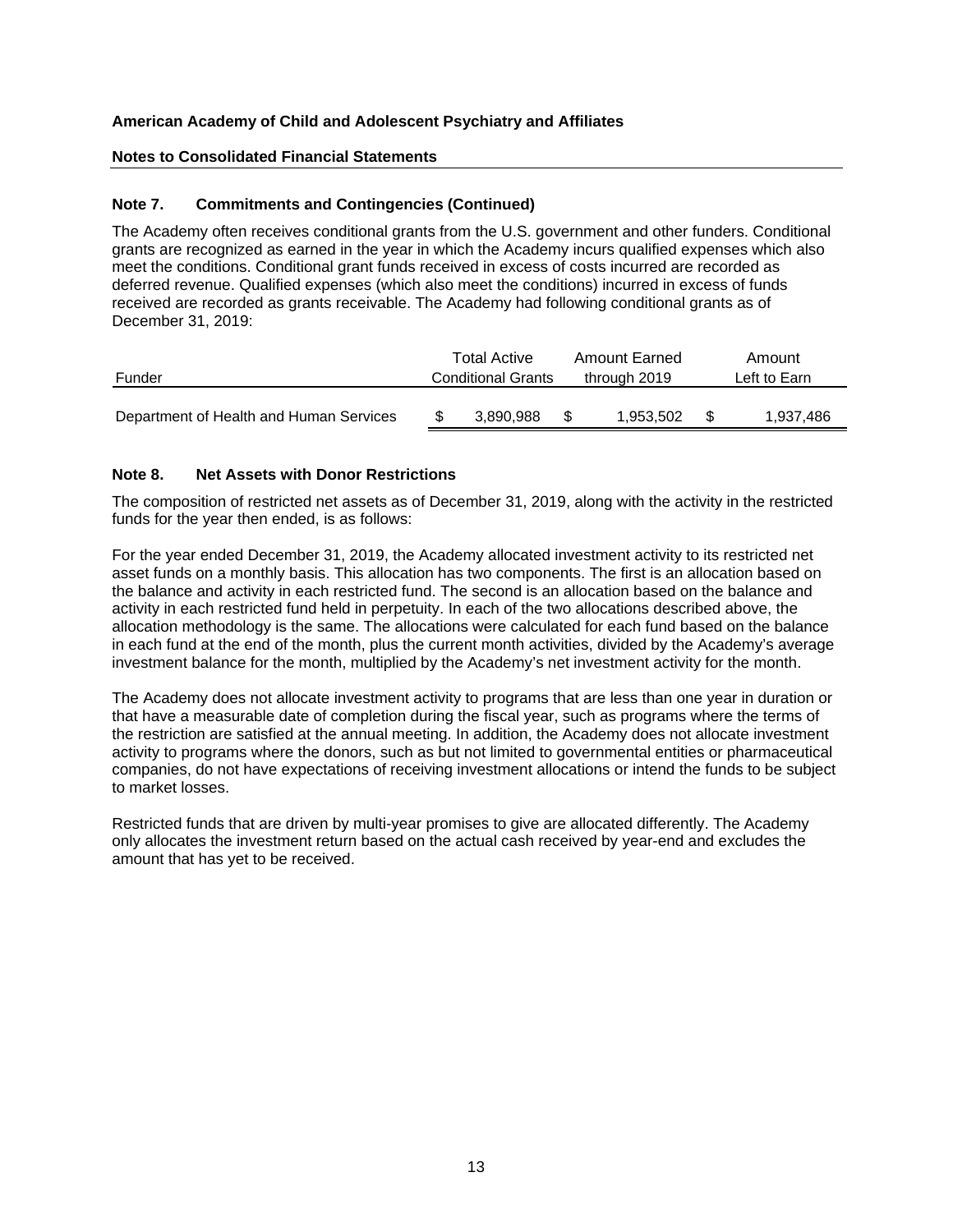**American Academy of Child and Adolescent Psychiatry and Affiliates**

**Notes to Consolidated Financial Statements**

### Note 7. Commitments and Contingencies (Continued)

The Academy often receives conditional grants from the U.S. government and other funders. Conditional grants are recognized as earned in the year in which the Academy incurs qualified expenses which also meet the conditions. Conditional grant funds received in excess of costs incurred are recorded as deferred revenue. Qualified expenses (which also meet the conditions) incurred in excess of funds received are recorded as grants receivable. The Academy had following conditional grants as of December 31, 2019:

| Funder | Total Active Conditional Grants | Amount Earned through 2019 | Amount Left to Earn |
|---|---|---|---|
| Department of Health and Human Services | $ 3,890,988 | $ 1,953,502 | $ 1,937,486 |

### Note 8. Net Assets with Donor Restrictions

The composition of restricted net assets as of December 31, 2019, along with the activity in the restricted funds for the year then ended, is as follows:

For the year ended December 31, 2019, the Academy allocated investment activity to its restricted net asset funds on a monthly basis. This allocation has two components. The first is an allocation based on the balance and activity in each restricted fund. The second is an allocation based on the balance and activity in each restricted fund held in perpetuity. In each of the two allocations described above, the allocation methodology is the same. The allocations were calculated for each fund based on the balance in each fund at the end of the month, plus the current month activities, divided by the Academy's average investment balance for the month, multiplied by the Academy's net investment activity for the month.

The Academy does not allocate investment activity to programs that are less than one year in duration or that have a measurable date of completion during the fiscal year, such as programs where the terms of the restriction are satisfied at the annual meeting. In addition, the Academy does not allocate investment activity to programs where the donors, such as but not limited to governmental entities or pharmaceutical companies, do not have expectations of receiving investment allocations or intend the funds to be subject to market losses.

Restricted funds that are driven by multi-year promises to give are allocated differently. The Academy only allocates the investment return based on the actual cash received by year-end and excludes the amount that has yet to be received.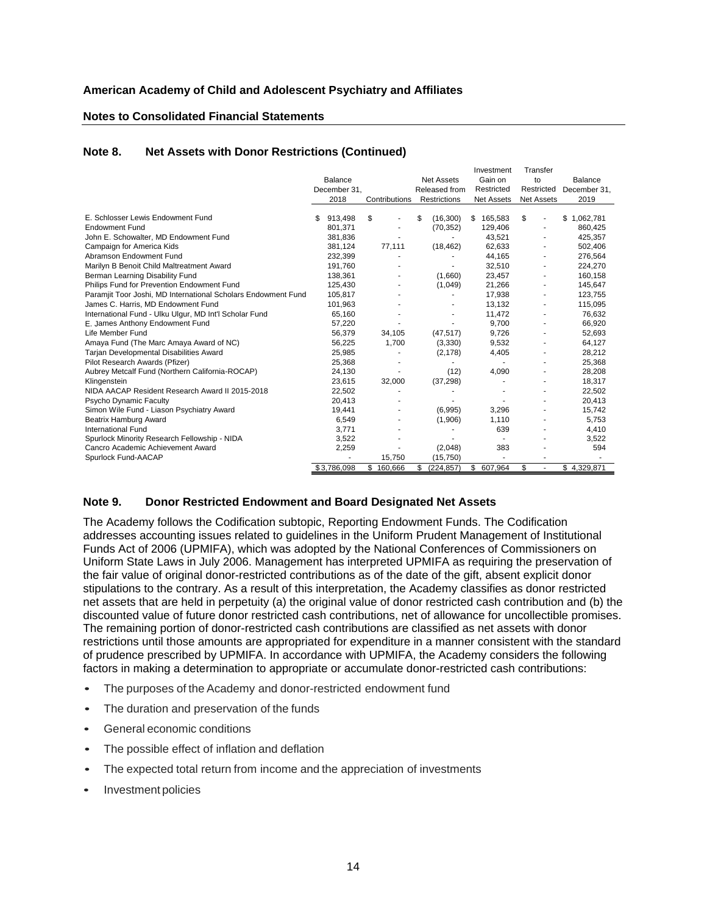## Note 8. Net Assets with Donor Restrictions (Continued)

| | Balance December 31, 2018 | Contributions | Net Assets Released from Restrictions | Investment Gain on Restricted Net Assets | Transfer to Restricted Net Assets | Balance December 31, 2019 |
|---|---|---|---|---|---|---|
| E. Schlosser Lewis Endowment Fund | $ 913,498 | $ - | $ (16,300) | $ 165,583 | $ - | $ 1,062,781 |
| Endowment Fund | 801,371 | - | (70,352) | 129,406 | - | 860,425 |
| John E. Schowalter, MD Endowment Fund | 381,836 | - | - | 43,521 | - | 425,357 |
| Campaign for America Kids | 381,124 | 77,111 | (18,462) | 62,633 | - | 502,406 |
| Abramson Endowment Fund | 232,399 | - | - | 44,165 | - | 276,564 |
| Marilyn B Benoit Child Maltreatment Award | 191,760 | - | - | 32,510 | - | 224,270 |
| Berman Learning Disability Fund | 138,361 | - | (1,660) | 23,457 | - | 160,158 |
| Philips Fund for Prevention Endowment Fund | 125,430 | - | (1,049) | 21,266 | - | 145,647 |
| Paramjit Toor Joshi, MD International Scholars Endowment Fund | 105,817 | - | - | 17,938 | - | 123,755 |
| James C. Harris, MD Endowment Fund | 101,963 | - | - | 13,132 | - | 115,095 |
| International Fund - Ulku Ulgur, MD Int'l Scholar Fund | 65,160 | - | - | 11,472 | - | 76,632 |
| E. James Anthony Endowment Fund | 57,220 | - | - | 9,700 | - | 66,920 |
| Life Member Fund | 56,379 | 34,105 | (47,517) | 9,726 | - | 52,693 |
| Amaya Fund (The Marc Amaya Award of NC) | 56,225 | 1,700 | (3,330) | 9,532 | - | 64,127 |
| Tarjan Developmental Disabilities Award | 25,985 | - | (2,178) | 4,405 | - | 28,212 |
| Pilot Research Awards (Pfizer) | 25,368 | - | - | - | - | 25,368 |
| Aubrey Metcalf Fund (Northern California-ROCAP) | 24,130 | - | (12) | 4,090 | - | 28,208 |
| Klingenstein | 23,615 | 32,000 | (37,298) | - | - | 18,317 |
| NIDA AACAP Resident Research Award II 2015-2018 | 22,502 | - | - | - | - | 22,502 |
| Psycho Dynamic Faculty | 20,413 | - | - | - | - | 20,413 |
| Simon Wile Fund - Liason Psychiatry Award | 19,441 | - | (6,995) | 3,296 | - | 15,742 |
| Beatrix Hamburg Award | 6,549 | - | (1,906) | 1,110 | - | 5,753 |
| International Fund | 3,771 | - | - | 639 | - | 4,410 |
| Spurlock Minority Research Fellowship - NIDA | 3,522 | - | - | - | - | 3,522 |
| Cancro Academic Achievement Award | 2,259 | - | (2,048) | 383 | - | 594 |
| Spurlock Fund-AACAP | - | 15,750 | (15,750) | - | - | - |
| | $ 3,786,098 | $ 160,666 | $ (224,857) | $ 607,964 | $ - | $ 4,329,871 |

## Note 9. Donor Restricted Endowment and Board Designated Net Assets

The Academy follows the Codification subtopic, Reporting Endowment Funds. The Codification addresses accounting issues related to guidelines in the Uniform Prudent Management of Institutional Funds Act of 2006 (UPMIFA), which was adopted by the National Conferences of Commissioners on Uniform State Laws in July 2006. Management has interpreted UPMIFA as requiring the preservation of the fair value of original donor-restricted contributions as of the date of the gift, absent explicit donor stipulations to the contrary. As a result of this interpretation, the Academy classifies as donor restricted net assets that are held in perpetuity (a) the original value of donor restricted cash contribution and (b) the discounted value of future donor restricted cash contributions, net of allowance for uncollectible promises. The remaining portion of donor-restricted cash contributions are classified as net assets with donor restrictions until those amounts are appropriated for expenditure in a manner consistent with the standard of prudence prescribed by UPMIFA. In accordance with UPMIFA, the Academy considers the following factors in making a determination to appropriate or accumulate donor-restricted cash contributions:

- The purposes of the Academy and donor-restricted endowment fund
- The duration and preservation of the funds
- General economic conditions
- The possible effect of inflation and deflation
- The expected total return from income and the appreciation of investments
- Investment policies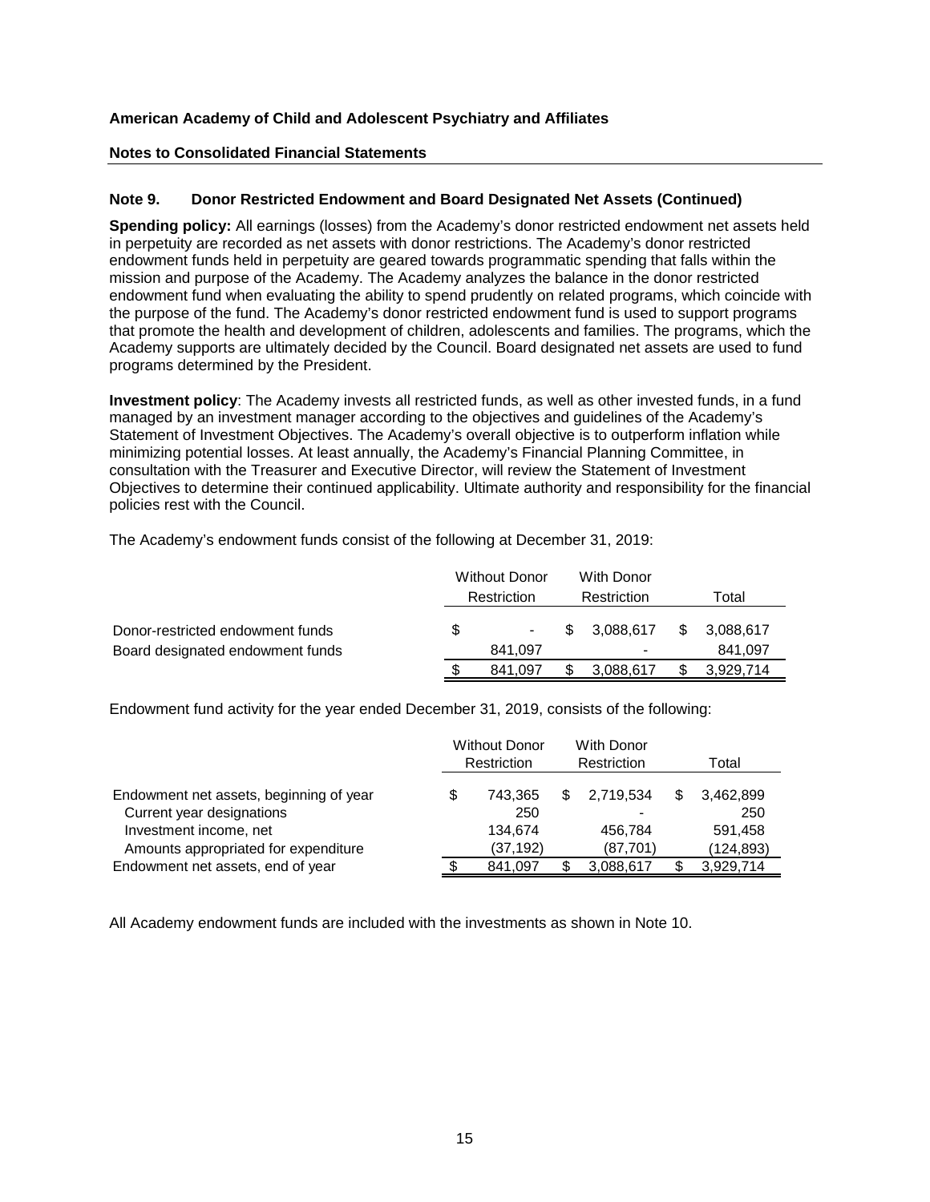**American Academy of Child and Adolescent Psychiatry and Affiliates**

**Notes to Consolidated Financial Statements**

### Note 9. Donor Restricted Endowment and Board Designated Net Assets (Continued)

**Spending policy:** All earnings (losses) from the Academy's donor restricted endowment net assets held in perpetuity are recorded as net assets with donor restrictions. The Academy's donor restricted endowment funds held in perpetuity are geared towards programmatic spending that falls within the mission and purpose of the Academy. The Academy analyzes the balance in the donor restricted endowment fund when evaluating the ability to spend prudently on related programs, which coincide with the purpose of the fund. The Academy's donor restricted endowment fund is used to support programs that promote the health and development of children, adolescents and families. The programs, which the Academy supports are ultimately decided by the Council. Board designated net assets are used to fund programs determined by the President.

**Investment policy**: The Academy invests all restricted funds, as well as other invested funds, in a fund managed by an investment manager according to the objectives and guidelines of the Academy's Statement of Investment Objectives. The Academy's overall objective is to outperform inflation while minimizing potential losses. At least annually, the Academy's Financial Planning Committee, in consultation with the Treasurer and Executive Director, will review the Statement of Investment Objectives to determine their continued applicability. Ultimate authority and responsibility for the financial policies rest with the Council.

The Academy's endowment funds consist of the following at December 31, 2019:

| | Without Donor Restriction | With Donor Restriction | Total |
|---|---|---|---|
| Donor-restricted endowment funds | $ - | $ 3,088,617 | $ 3,088,617 |
| Board designated endowment funds | 841,097 | - | 841,097 |
| | $ 841,097 | $ 3,088,617 | $ 3,929,714 |

Endowment fund activity for the year ended December 31, 2019, consists of the following:

| | Without Donor Restriction | With Donor Restriction | Total |
|---|---|---|---|
| Endowment net assets, beginning of year | $ 743,365 | $ 2,719,534 | $ 3,462,899 |
| Current year designations | 250 | - | 250 |
| Investment income, net | 134,674 | 456,784 | 591,458 |
| Amounts appropriated for expenditure | (37,192) | (87,701) | (124,893) |
| Endowment net assets, end of year | $ 841,097 | $ 3,088,617 | $ 3,929,714 |

All Academy endowment funds are included with the investments as shown in Note 10.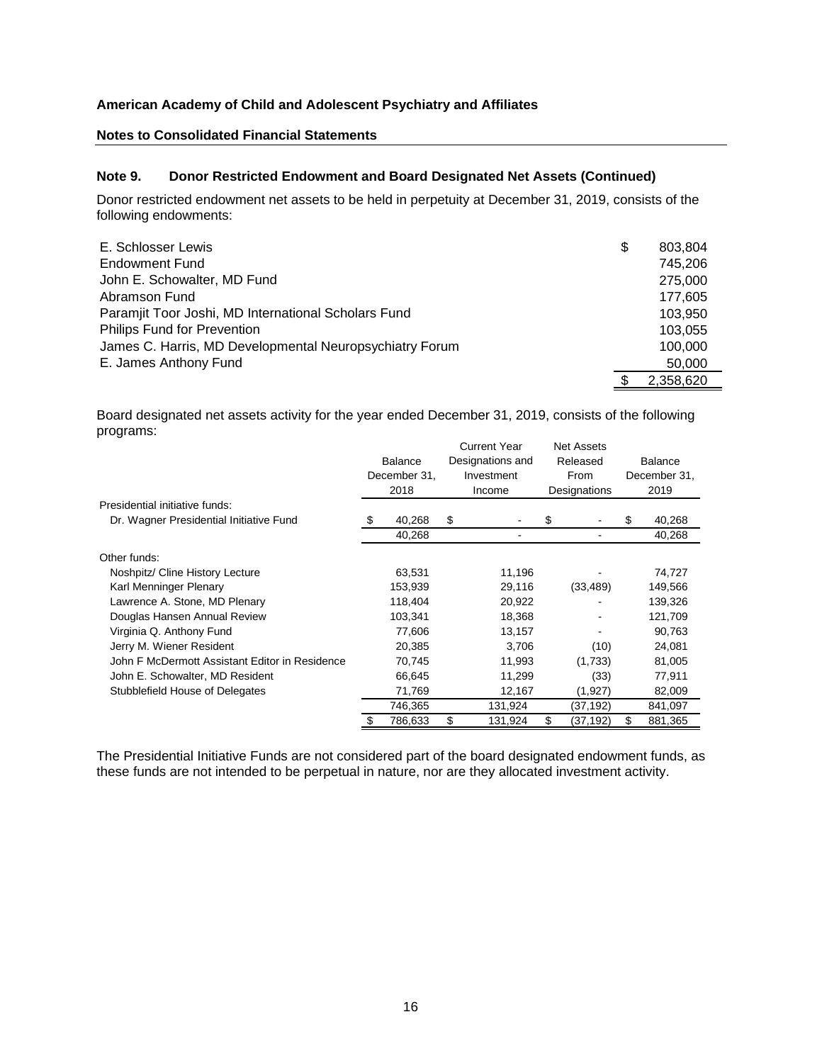**American Academy of Child and Adolescent Psychiatry and Affiliates**

**Notes to Consolidated Financial Statements**

## Note 9. Donor Restricted Endowment and Board Designated Net Assets (Continued)

Donor restricted endowment net assets to be held in perpetuity at December 31, 2019, consists of the following endowments:

| | |
|---|---|
| E. Schlosser Lewis | $ 803,804 |
| Endowment Fund | 745,206 |
| John E. Schowalter, MD Fund | 275,000 |
| Abramson Fund | 177,605 |
| Paramjit Toor Joshi, MD International Scholars Fund | 103,950 |
| Philips Fund for Prevention | 103,055 |
| James C. Harris, MD Developmental Neuropsychiatry Forum | 100,000 |
| E. James Anthony Fund | 50,000 |
| | $ 2,358,620 |

Board designated net assets activity for the year ended December 31, 2019, consists of the following programs:

| | Balance December 31, 2018 | Current Year Designations and Investment Income | Net Assets Released From Designations | Balance December 31, 2019 |
|---|---|---|---|---|
| Presidential initiative funds: | | | | |
| Dr. Wagner Presidential Initiative Fund | $ 40,268 | $ - | $ - | $ 40,268 |
| | 40,268 | - | - | 40,268 |
| Other funds: | | | | |
| Noshpitz/ Cline History Lecture | 63,531 | 11,196 | - | 74,727 |
| Karl Menninger Plenary | 153,939 | 29,116 | (33,489) | 149,566 |
| Lawrence A. Stone, MD Plenary | 118,404 | 20,922 | - | 139,326 |
| Douglas Hansen Annual Review | 103,341 | 18,368 | - | 121,709 |
| Virginia Q. Anthony Fund | 77,606 | 13,157 | - | 90,763 |
| Jerry M. Wiener Resident | 20,385 | 3,706 | (10) | 24,081 |
| John F McDermott Assistant Editor in Residence | 70,745 | 11,993 | (1,733) | 81,005 |
| John E. Schowalter, MD Resident | 66,645 | 11,299 | (33) | 77,911 |
| Stubblefield House of Delegates | 71,769 | 12,167 | (1,927) | 82,009 |
| | 746,365 | 131,924 | (37,192) | 841,097 |
| | $ 786,633 | $ 131,924 | $ (37,192) | $ 881,365 |

The Presidential Initiative Funds are not considered part of the board designated endowment funds, as these funds are not intended to be perpetual in nature, nor are they allocated investment activity.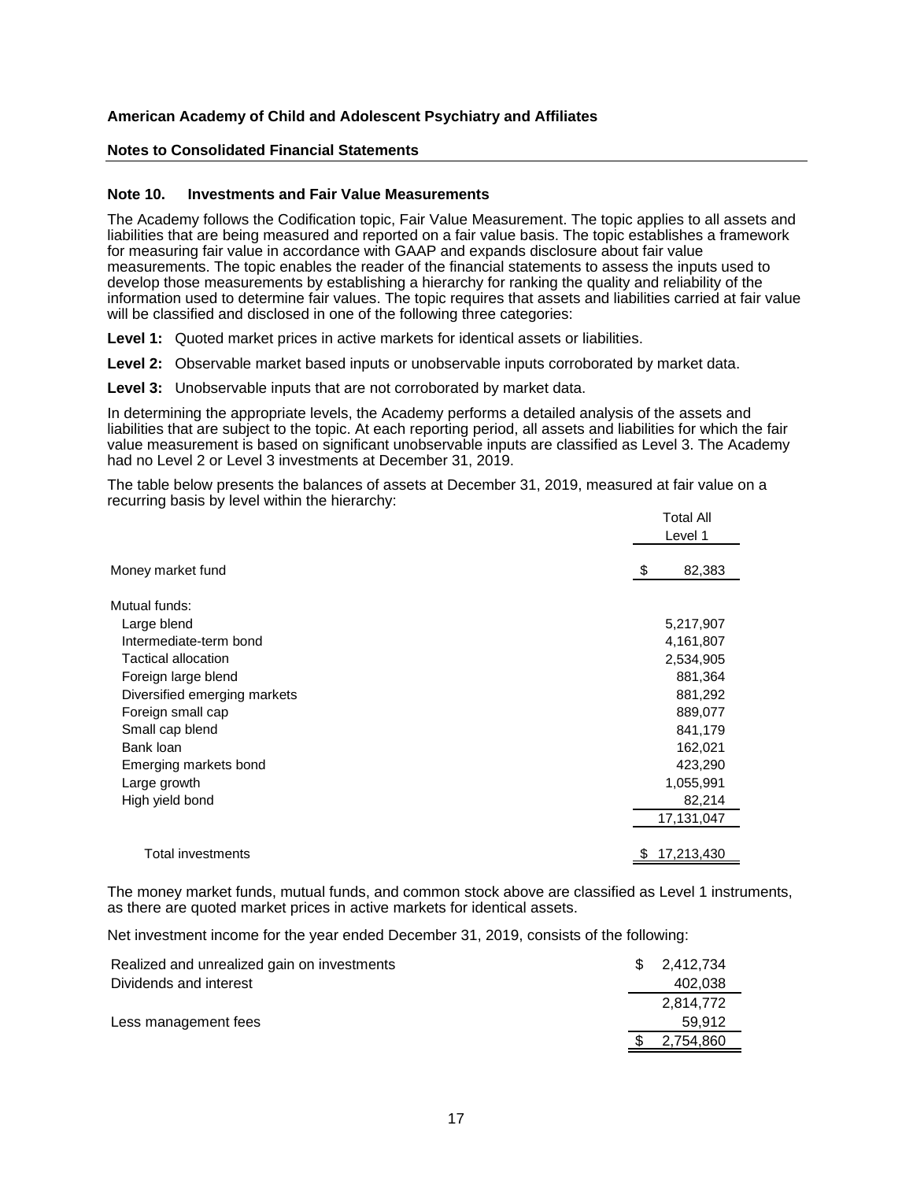**American Academy of Child and Adolescent Psychiatry and Affiliates**

**Notes to Consolidated Financial Statements**

## Note 10. Investments and Fair Value Measurements

The Academy follows the Codification topic, Fair Value Measurement. The topic applies to all assets and liabilities that are being measured and reported on a fair value basis. The topic establishes a framework for measuring fair value in accordance with GAAP and expands disclosure about fair value measurements. The topic enables the reader of the financial statements to assess the inputs used to develop those measurements by establishing a hierarchy for ranking the quality and reliability of the information used to determine fair values. The topic requires that assets and liabilities carried at fair value will be classified and disclosed in one of the following three categories:

**Level 1:** Quoted market prices in active markets for identical assets or liabilities.

**Level 2:** Observable market based inputs or unobservable inputs corroborated by market data.

**Level 3:** Unobservable inputs that are not corroborated by market data.

In determining the appropriate levels, the Academy performs a detailed analysis of the assets and liabilities that are subject to the topic. At each reporting period, all assets and liabilities for which the fair value measurement is based on significant unobservable inputs are classified as Level 3. The Academy had no Level 2 or Level 3 investments at December 31, 2019.

The table below presents the balances of assets at December 31, 2019, measured at fair value on a recurring basis by level within the hierarchy:

| | Total All Level 1 |
|---|---|
| Money market fund | $ 82,383 |
| Mutual funds: | |
| Large blend | 5,217,907 |
| Intermediate-term bond | 4,161,807 |
| Tactical allocation | 2,534,905 |
| Foreign large blend | 881,364 |
| Diversified emerging markets | 881,292 |
| Foreign small cap | 889,077 |
| Small cap blend | 841,179 |
| Bank loan | 162,021 |
| Emerging markets bond | 423,290 |
| Large growth | 1,055,991 |
| High yield bond | 82,214 |
| | 17,131,047 |
| Total investments | $ 17,213,430 |

The money market funds, mutual funds, and common stock above are classified as Level 1 instruments, as there are quoted market prices in active markets for identical assets.

Net investment income for the year ended December 31, 2019, consists of the following:

| | |
|---|---|
| Realized and unrealized gain on investments | $ 2,412,734 |
| Dividends and interest | 402,038 |
| | 2,814,772 |
| Less management fees | 59,912 |
| | $ 2,754,860 |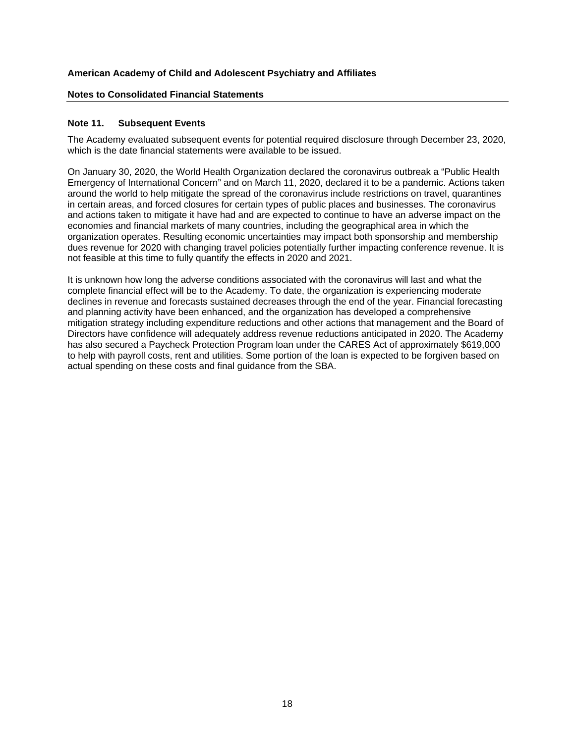**American Academy of Child and Adolescent Psychiatry and Affiliates**

**Notes to Consolidated Financial Statements**

### Note 11. Subsequent Events

The Academy evaluated subsequent events for potential required disclosure through December 23, 2020, which is the date financial statements were available to be issued.

On January 30, 2020, the World Health Organization declared the coronavirus outbreak a "Public Health Emergency of International Concern" and on March 11, 2020, declared it to be a pandemic. Actions taken around the world to help mitigate the spread of the coronavirus include restrictions on travel, quarantines in certain areas, and forced closures for certain types of public places and businesses. The coronavirus and actions taken to mitigate it have had and are expected to continue to have an adverse impact on the economies and financial markets of many countries, including the geographical area in which the organization operates. Resulting economic uncertainties may impact both sponsorship and membership dues revenue for 2020 with changing travel policies potentially further impacting conference revenue. It is not feasible at this time to fully quantify the effects in 2020 and 2021.

It is unknown how long the adverse conditions associated with the coronavirus will last and what the complete financial effect will be to the Academy. To date, the organization is experiencing moderate declines in revenue and forecasts sustained decreases through the end of the year. Financial forecasting and planning activity have been enhanced, and the organization has developed a comprehensive mitigation strategy including expenditure reductions and other actions that management and the Board of Directors have confidence will adequately address revenue reductions anticipated in 2020. The Academy has also secured a Paycheck Protection Program loan under the CARES Act of approximately $619,000 to help with payroll costs, rent and utilities. Some portion of the loan is expected to be forgiven based on actual spending on these costs and final guidance from the SBA.